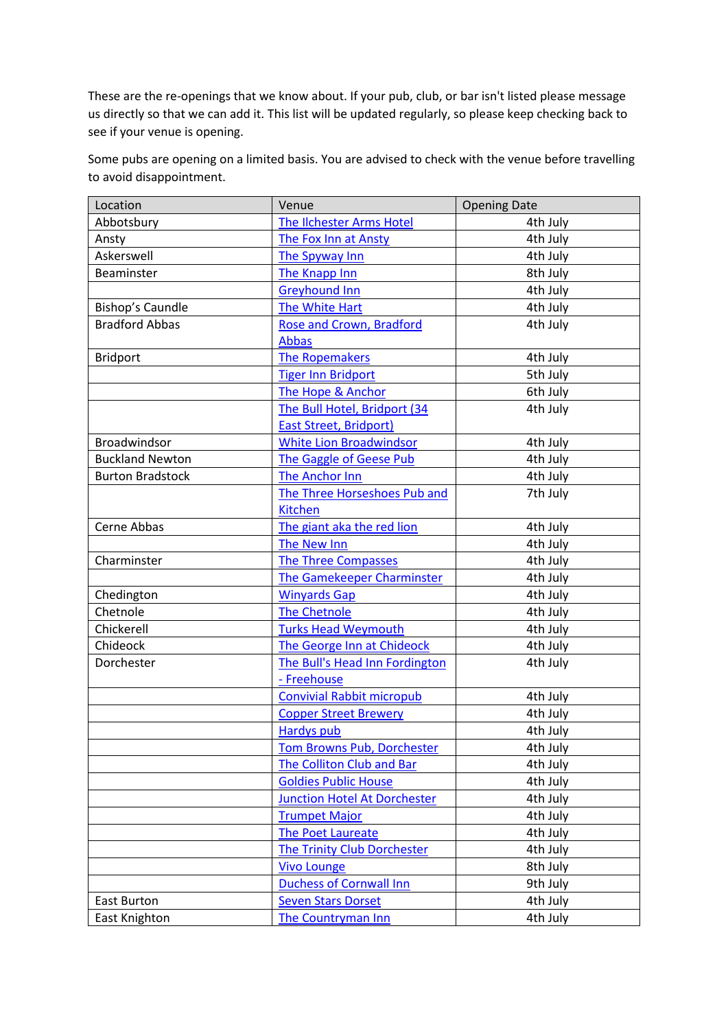These are the re-openings that we know about. If your pub, club, or bar isn't listed please message us directly so that we can add it. This list will be updated regularly, so please keep checking back to see if your venue is opening.

Some pubs are opening on a limited basis. You are advised to check with the venue before travelling to avoid disappointment.

| Location | Venue | Opening Date |
|---|---|---|
| Abbotsbury | The Ilchester Arms Hotel | 4th July |
| Ansty | The Fox Inn at Ansty | 4th July |
| Askerswell | The Spyway Inn | 4th July |
| Beaminster | The Knapp Inn | 8th July |
| | Greyhound Inn | 4th July |
| Bishop's Caundle | The White Hart | 4th July |
| Bradford Abbas | Rose and Crown, Bradford Abbas | 4th July |
| Bridport | The Ropemakers | 4th July |
| | Tiger Inn Bridport | 5th July |
| | The Hope & Anchor | 6th July |
| | The Bull Hotel, Bridport (34 East Street, Bridport) | 4th July |
| Broadwindsor | White Lion Broadwindsor | 4th July |
| Buckland Newton | The Gaggle of Geese Pub | 4th July |
| Burton Bradstock | The Anchor Inn | 4th July |
| | The Three Horseshoes Pub and Kitchen | 7th July |
| Cerne Abbas | The giant aka the red lion | 4th July |
| | The New Inn | 4th July |
| Charminster | The Three Compasses | 4th July |
| | The Gamekeeper Charminster | 4th July |
| Chedington | Winyards Gap | 4th July |
| Chetnole | The Chetnole | 4th July |
| Chickerell | Turks Head Weymouth | 4th July |
| Chideock | The George Inn at Chideock | 4th July |
| Dorchester | The Bull's Head Inn Fordington - Freehouse | 4th July |
| | Convivial Rabbit micropub | 4th July |
| | Copper Street Brewery | 4th July |
| | Hardys pub | 4th July |
| | Tom Browns Pub, Dorchester | 4th July |
| | The Colliton Club and Bar | 4th July |
| | Goldies Public House | 4th July |
| | Junction Hotel At Dorchester | 4th July |
| | Trumpet Major | 4th July |
| | The Poet Laureate | 4th July |
| | The Trinity Club Dorchester | 4th July |
| | Vivo Lounge | 8th July |
| | Duchess of Cornwall Inn | 9th July |
| East Burton | Seven Stars Dorset | 4th July |
| East Knighton | The Countryman Inn | 4th July |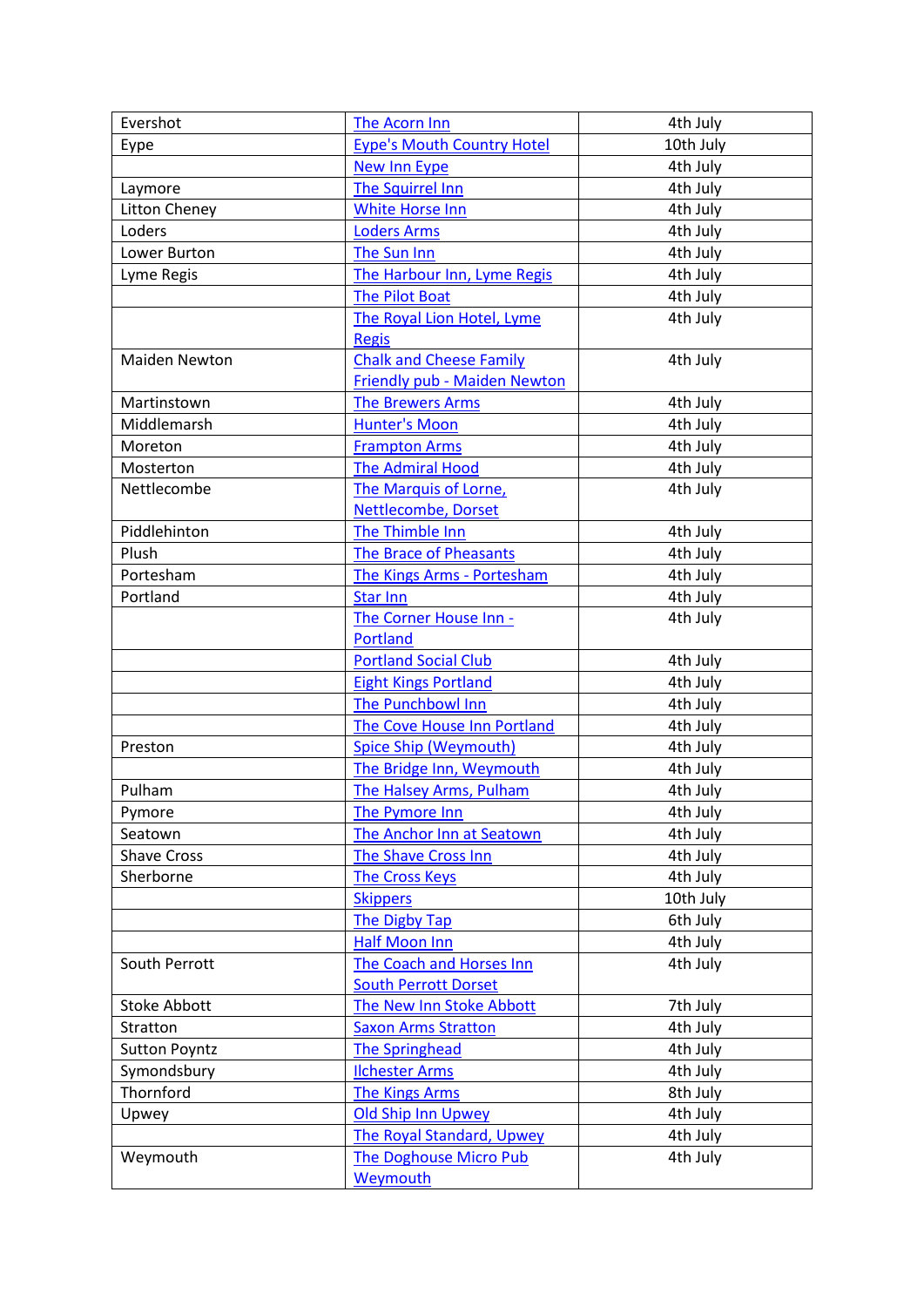| Evershot | The Acorn Inn | 4th July |
|---|---|---|
| Eype | Eype's Mouth Country Hotel | 10th July |
| | New Inn Eype | 4th July |
| Laymore | The Squirrel Inn | 4th July |
| Litton Cheney | White Horse Inn | 4th July |
| Loders | Loders Arms | 4th July |
| Lower Burton | The Sun Inn | 4th July |
| Lyme Regis | The Harbour Inn, Lyme Regis | 4th July |
| | The Pilot Boat | 4th July |
| | The Royal Lion Hotel, Lyme Regis | 4th July |
| Maiden Newton | Chalk and Cheese Family Friendly pub - Maiden Newton | 4th July |
| Martinstown | The Brewers Arms | 4th July |
| Middlemarsh | Hunter's Moon | 4th July |
| Moreton | Frampton Arms | 4th July |
| Mosterton | The Admiral Hood | 4th July |
| Nettlecombe | The Marquis of Lorne, Nettlecombe, Dorset | 4th July |
| Piddlehinton | The Thimble Inn | 4th July |
| Plush | The Brace of Pheasants | 4th July |
| Portesham | The Kings Arms - Portesham | 4th July |
| Portland | Star Inn | 4th July |
| | The Corner House Inn - Portland | 4th July |
| | Portland Social Club | 4th July |
| | Eight Kings Portland | 4th July |
| | The Punchbowl Inn | 4th July |
| | The Cove House Inn Portland | 4th July |
| Preston | Spice Ship (Weymouth) | 4th July |
| | The Bridge Inn, Weymouth | 4th July |
| Pulham | The Halsey Arms, Pulham | 4th July |
| Pymore | The Pymore Inn | 4th July |
| Seatown | The Anchor Inn at Seatown | 4th July |
| Shave Cross | The Shave Cross Inn | 4th July |
| Sherborne | The Cross Keys | 4th July |
| | Skippers | 10th July |
| | The Digby Tap | 6th July |
| | Half Moon Inn | 4th July |
| South Perrott | The Coach and Horses Inn South Perrott Dorset | 4th July |
| Stoke Abbott | The New Inn Stoke Abbott | 7th July |
| Stratton | Saxon Arms Stratton | 4th July |
| Sutton Poyntz | The Springhead | 4th July |
| Symondsbury | Ilchester Arms | 4th July |
| Thornford | The Kings Arms | 8th July |
| Upwey | Old Ship Inn Upwey | 4th July |
| | The Royal Standard, Upwey | 4th July |
| Weymouth | The Doghouse Micro Pub Weymouth | 4th July |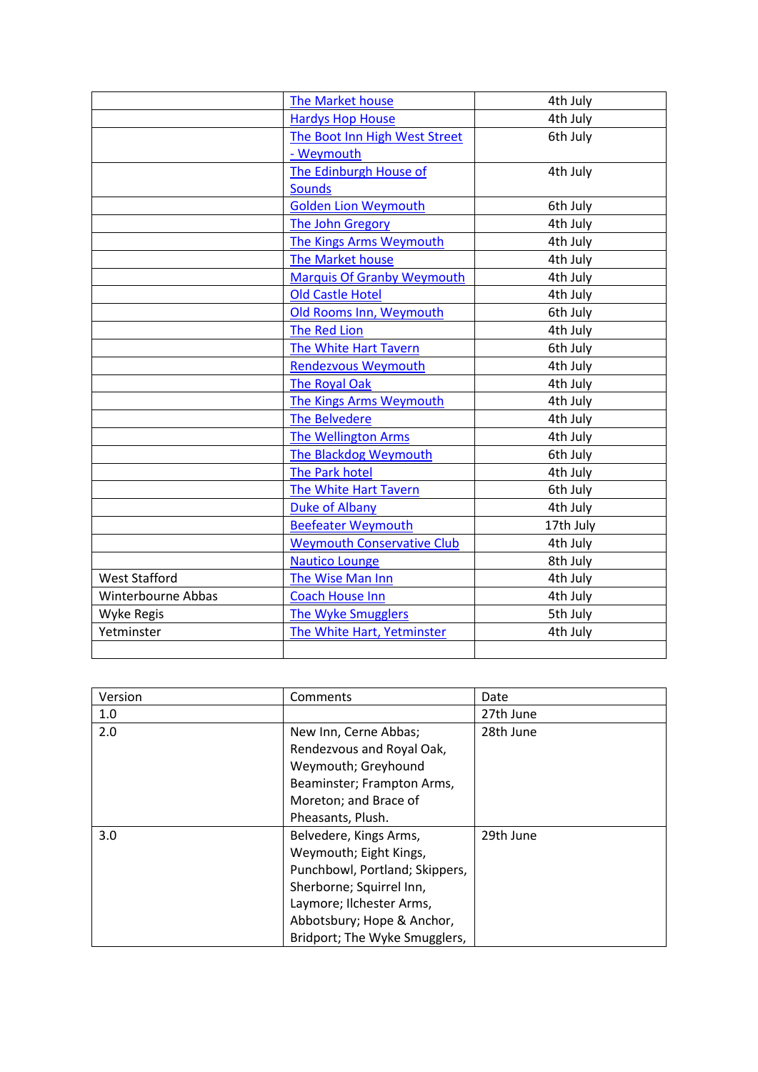| | | |
|---|---|---|
| | The Market house | 4th July |
| | Hardys Hop House | 4th July |
| | The Boot Inn High West Street - Weymouth | 6th July |
| | The Edinburgh House of Sounds | 4th July |
| | Golden Lion Weymouth | 6th July |
| | The John Gregory | 4th July |
| | The Kings Arms Weymouth | 4th July |
| | The Market house | 4th July |
| | Marquis Of Granby Weymouth | 4th July |
| | Old Castle Hotel | 4th July |
| | Old Rooms Inn, Weymouth | 6th July |
| | The Red Lion | 4th July |
| | The White Hart Tavern | 6th July |
| | Rendezvous Weymouth | 4th July |
| | The Royal Oak | 4th July |
| | The Kings Arms Weymouth | 4th July |
| | The Belvedere | 4th July |
| | The Wellington Arms | 4th July |
| | The Blackdog Weymouth | 6th July |
| | The Park hotel | 4th July |
| | The White Hart Tavern | 6th July |
| | Duke of Albany | 4th July |
| | Beefeater Weymouth | 17th July |
| | Weymouth Conservative Club | 4th July |
| | Nautico Lounge | 8th July |
| West Stafford | The Wise Man Inn | 4th July |
| Winterbourne Abbas | Coach House Inn | 4th July |
| Wyke Regis | The Wyke Smugglers | 5th July |
| Yetminster | The White Hart, Yetminster | 4th July |
| | | |

| Version | Comments | Date |
|---|---|---|
| 1.0 | | 27th June |
| 2.0 | New Inn, Cerne Abbas; Rendezvous and Royal Oak, Weymouth; Greyhound Beaminster; Frampton Arms, Moreton; and Brace of Pheasants, Plush. | 28th June |
| 3.0 | Belvedere, Kings Arms, Weymouth; Eight Kings, Punchbowl, Portland; Skippers, Sherborne; Squirrel Inn, Laymore; Ilchester Arms, Abbotsbury; Hope & Anchor, Bridport; The Wyke Smugglers, | 29th June |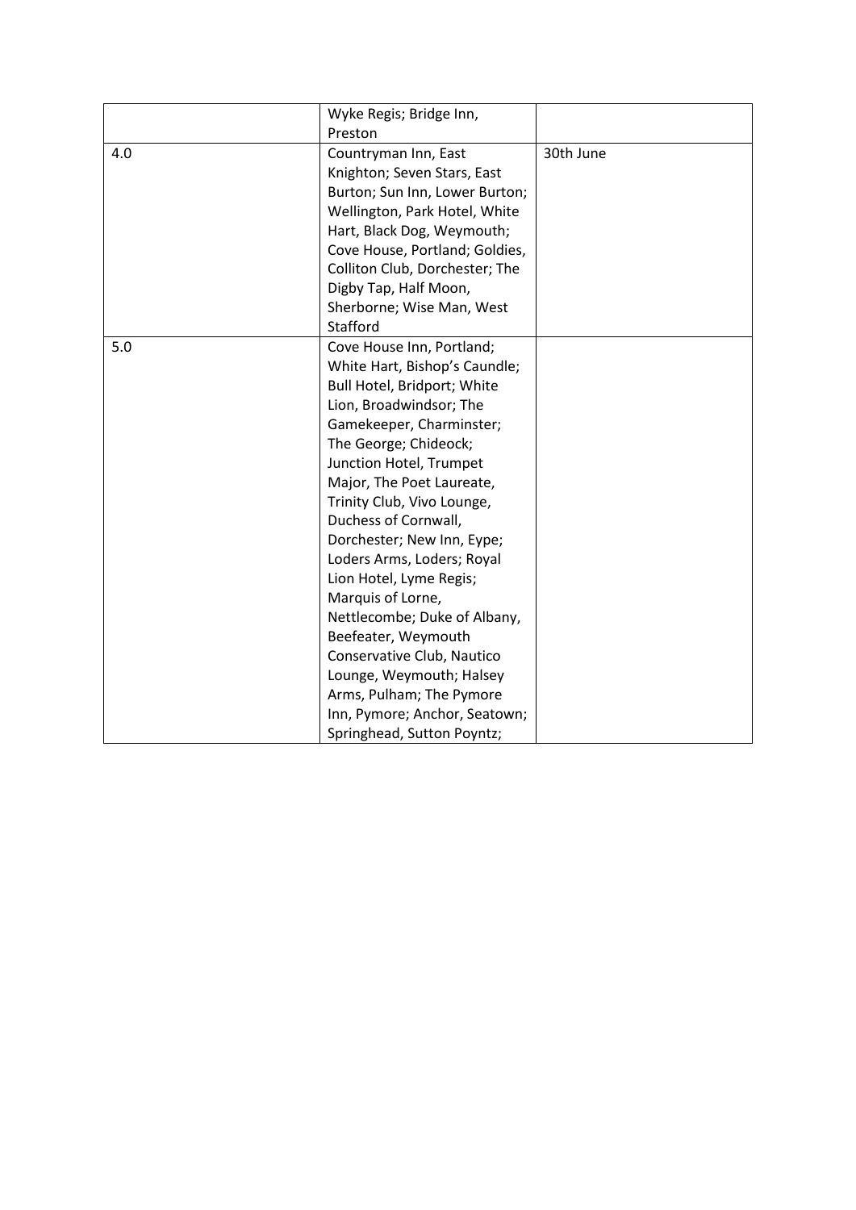| | | |
|---|---|---|
| | Wyke Regis; Bridge Inn, Preston | |
| 4.0 | Countryman Inn, East Knighton; Seven Stars, East Burton; Sun Inn, Lower Burton; Wellington, Park Hotel, White Hart, Black Dog, Weymouth; Cove House, Portland; Goldies, Colliton Club, Dorchester; The Digby Tap, Half Moon, Sherborne; Wise Man, West Stafford | 30th June |
| 5.0 | Cove House Inn, Portland; White Hart, Bishop's Caundle; Bull Hotel, Bridport; White Lion, Broadwindsor; The Gamekeeper, Charminster; The George; Chideock; Junction Hotel, Trumpet Major, The Poet Laureate, Trinity Club, Vivo Lounge, Duchess of Cornwall, Dorchester; New Inn, Eype; Loders Arms, Loders; Royal Lion Hotel, Lyme Regis; Marquis of Lorne, Nettlecombe; Duke of Albany, Beefeater, Weymouth Conservative Club, Nautico Lounge, Weymouth; Halsey Arms, Pulham; The Pymore Inn, Pymore; Anchor, Seatown; Springhead, Sutton Poyntz; | |